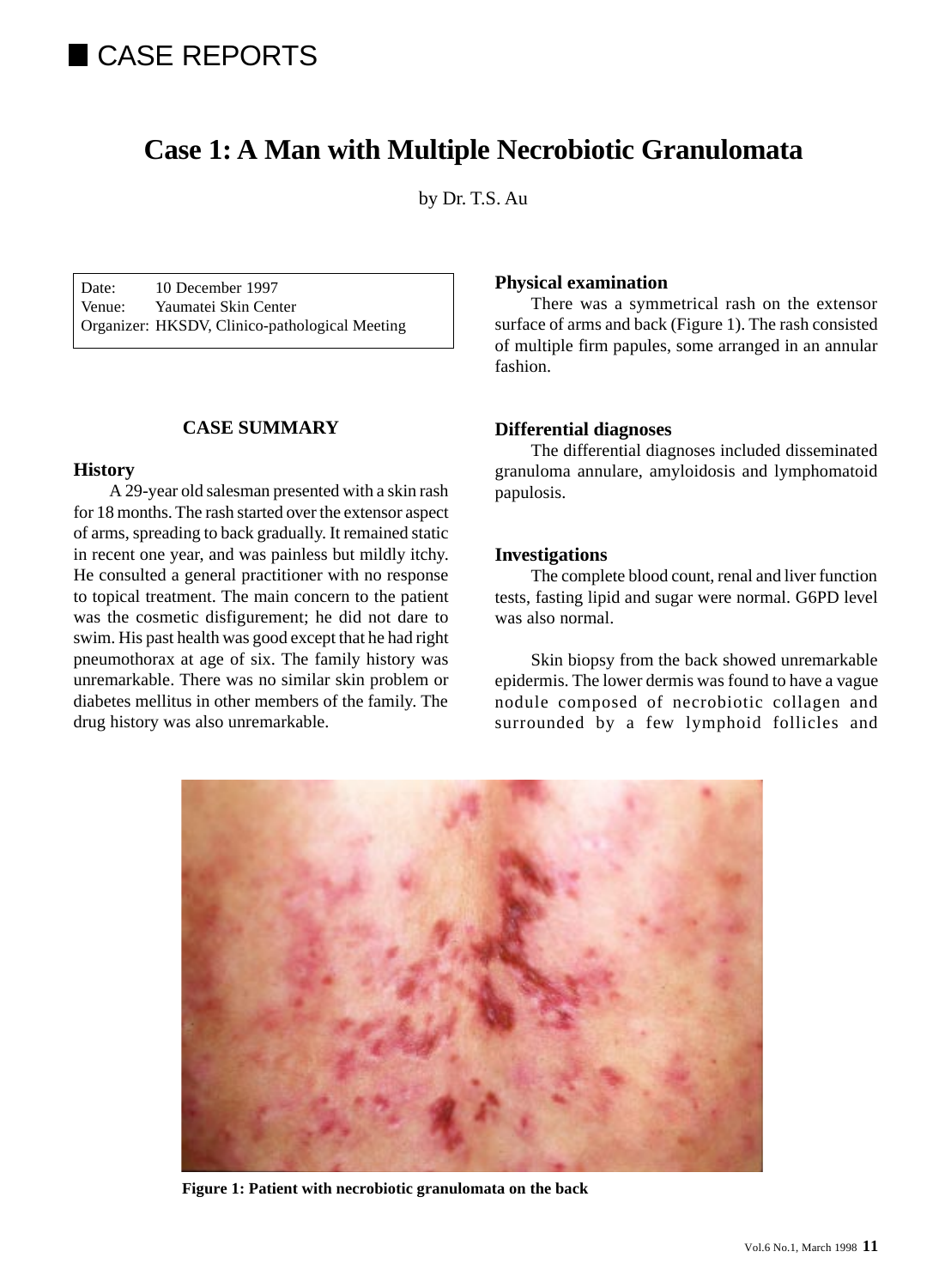# CASE REPORTS

## Case 1: A Man with Multiple Necrobiotic Granulomata

by Dr. T.S. Au

Date: 10 December 1997
Venue: Yaumatei Skin Center
Organizer: HKSDV, Clinico-pathological Meeting

### CASE SUMMARY

### History

A 29-year old salesman presented with a skin rash for 18 months. The rash started over the extensor aspect of arms, spreading to back gradually. It remained static in recent one year, and was painless but mildly itchy. He consulted a general practitioner with no response to topical treatment. The main concern to the patient was the cosmetic disfigurement; he did not dare to swim. His past health was good except that he had right pneumothorax at age of six. The family history was unremarkable. There was no similar skin problem or diabetes mellitus in other members of the family. The drug history was also unremarkable.

### Physical examination

There was a symmetrical rash on the extensor surface of arms and back (Figure 1). The rash consisted of multiple firm papules, some arranged in an annular fashion.

### Differential diagnoses

The differential diagnoses included disseminated granuloma annulare, amyloidosis and lymphomatoid papulosis.

### Investigations

The complete blood count, renal and liver function tests, fasting lipid and sugar were normal. G6PD level was also normal.

Skin biopsy from the back showed unremarkable epidermis. The lower dermis was found to have a vague nodule composed of necrobiotic collagen and surrounded by a few lymphoid follicles and

**Figure 1: Patient with necrobiotic granulomata on the back**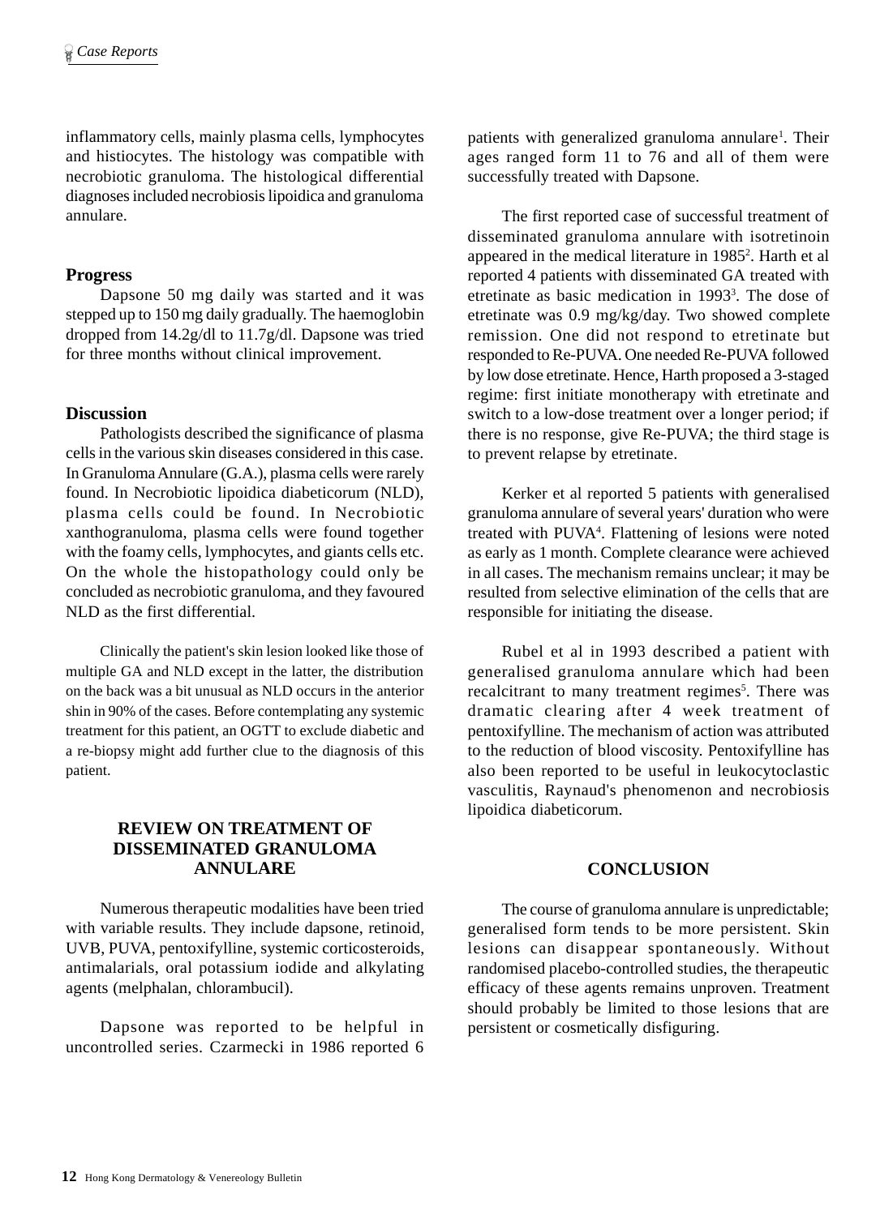inflammatory cells, mainly plasma cells, lymphocytes and histiocytes. The histology was compatible with necrobiotic granuloma. The histological differential diagnoses included necrobiosis lipoidica and granuloma annulare.

### Progress

Dapsone 50 mg daily was started and it was stepped up to 150 mg daily gradually. The haemoglobin dropped from 14.2g/dl to 11.7g/dl. Dapsone was tried for three months without clinical improvement.

### Discussion

Pathologists described the significance of plasma cells in the various skin diseases considered in this case. In Granuloma Annulare (G.A.), plasma cells were rarely found. In Necrobiotic lipoidica diabeticorum (NLD), plasma cells could be found. In Necrobiotic xanthogranuloma, plasma cells were found together with the foamy cells, lymphocytes, and giants cells etc. On the whole the histopathology could only be concluded as necrobiotic granuloma, and they favoured NLD as the first differential.

Clinically the patient's skin lesion looked like those of multiple GA and NLD except in the latter, the distribution on the back was a bit unusual as NLD occurs in the anterior shin in 90% of the cases. Before contemplating any systemic treatment for this patient, an OGTT to exclude diabetic and a re-biopsy might add further clue to the diagnosis of this patient.

## REVIEW ON TREATMENT OF DISSEMINATED GRANULOMA ANNULARE

Numerous therapeutic modalities have been tried with variable results. They include dapsone, retinoid, UVB, PUVA, pentoxifylline, systemic corticosteroids, antimalarials, oral potassium iodide and alkylating agents (melphalan, chlorambucil).

Dapsone was reported to be helpful in uncontrolled series. Czarmecki in 1986 reported 6 patients with generalized granuloma annulare[1]. Their ages ranged form 11 to 76 and all of them were successfully treated with Dapsone.

The first reported case of successful treatment of disseminated granuloma annulare with isotretinoin appeared in the medical literature in 1985[2]. Harth et al reported 4 patients with disseminated GA treated with etretinate as basic medication in 1993[3]. The dose of etretinate was 0.9 mg/kg/day. Two showed complete remission. One did not respond to etretinate but responded to Re-PUVA. One needed Re-PUVA followed by low dose etretinate. Hence, Harth proposed a 3-staged regime: first initiate monotherapy with etretinate and switch to a low-dose treatment over a longer period; if there is no response, give Re-PUVA; the third stage is to prevent relapse by etretinate.

Kerker et al reported 5 patients with generalised granuloma annulare of several years' duration who were treated with PUVA[4]. Flattening of lesions were noted as early as 1 month. Complete clearance were achieved in all cases. The mechanism remains unclear; it may be resulted from selective elimination of the cells that are responsible for initiating the disease.

Rubel et al in 1993 described a patient with generalised granuloma annulare which had been recalcitrant to many treatment regimes[5]. There was dramatic clearing after 4 week treatment of pentoxifylline. The mechanism of action was attributed to the reduction of blood viscosity. Pentoxifylline has also been reported to be useful in leukocytoclastic vasculitis, Raynaud's phenomenon and necrobiosis lipoidica diabeticorum.

## CONCLUSION

The course of granuloma annulare is unpredictable; generalised form tends to be more persistent. Skin lesions can disappear spontaneously. Without randomised placebo-controlled studies, the therapeutic efficacy of these agents remains unproven. Treatment should probably be limited to those lesions that are persistent or cosmetically disfiguring.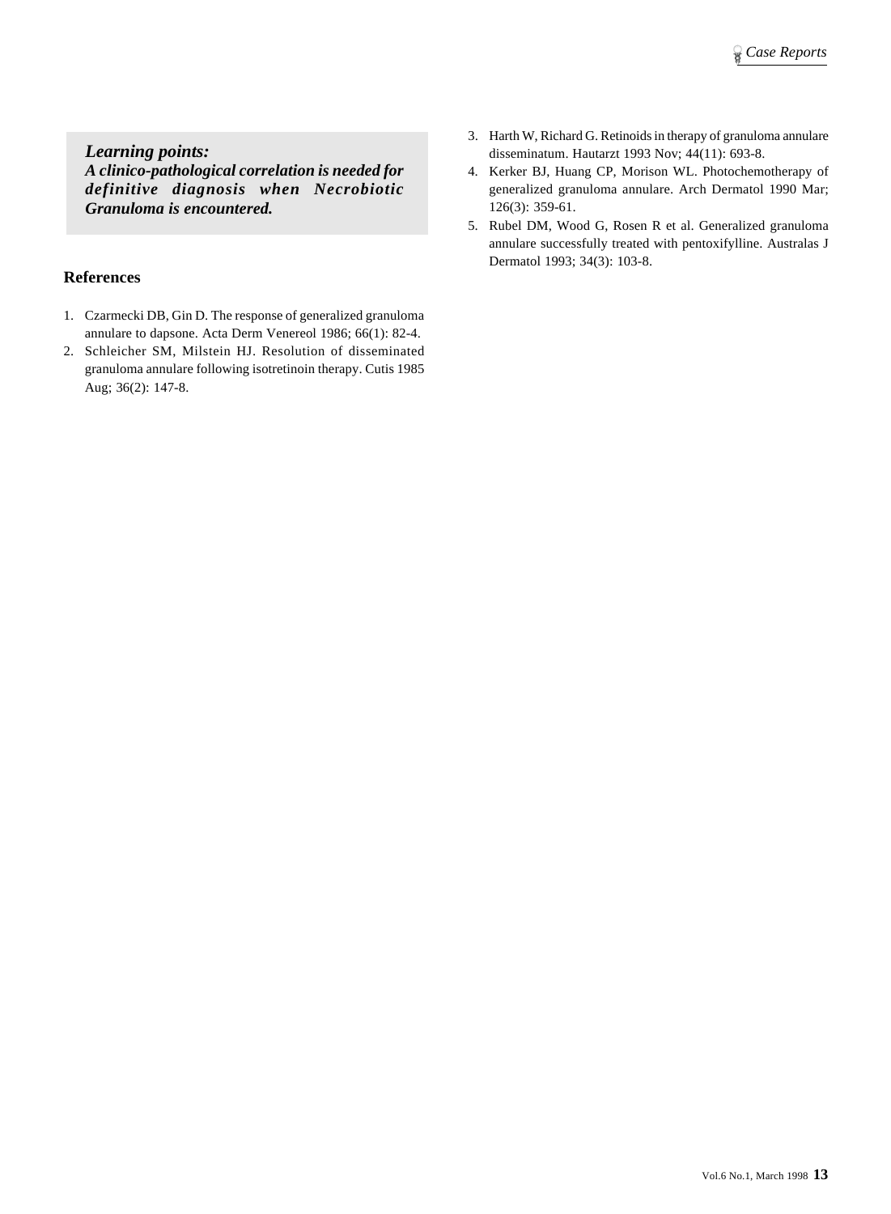***Learning points:***

***A clinico-pathological correlation is needed for definitive diagnosis when Necrobiotic Granuloma is encountered.***

## References

1. Czarmecki DB, Gin D. The response of generalized granuloma annulare to dapsone. Acta Derm Venereol 1986; 66(1): 82-4.
2. Schleicher SM, Milstein HJ. Resolution of disseminated granuloma annulare following isotretinoin therapy. Cutis 1985 Aug; 36(2): 147-8.
3. Harth W, Richard G. Retinoids in therapy of granuloma annulare disseminatum. Hautarzt 1993 Nov; 44(11): 693-8.
4. Kerker BJ, Huang CP, Morison WL. Photochemotherapy of generalized granuloma annulare. Arch Dermatol 1990 Mar; 126(3): 359-61.
5. Rubel DM, Wood G, Rosen R et al. Generalized granuloma annulare successfully treated with pentoxifylline. Australas J Dermatol 1993; 34(3): 103-8.